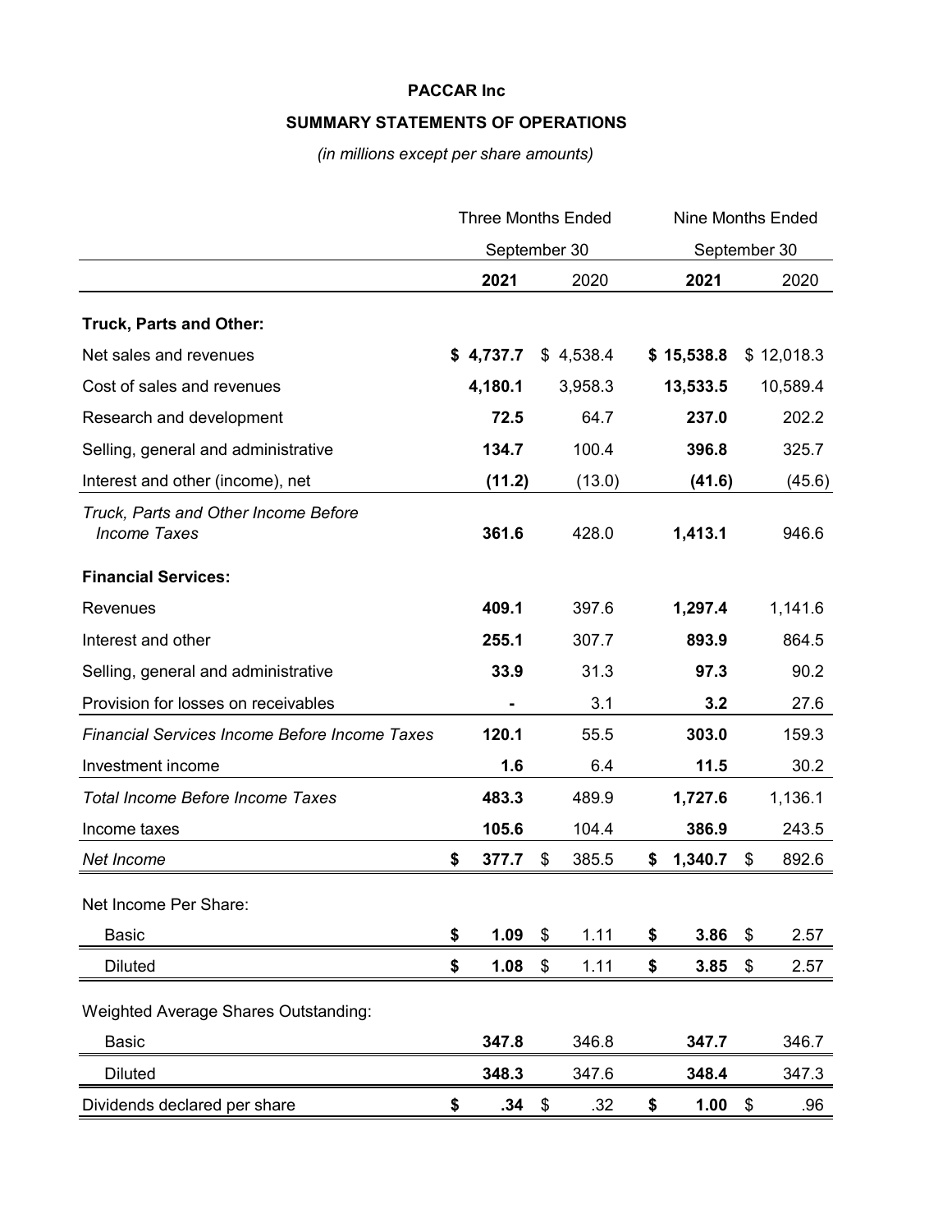# PACCAR Inc

## SUMMARY STATEMENTS OF OPERATIONS

*(in millions except per share amounts)*

| | Three Months Ended September 30 | | Nine Months Ended September 30 | |
|---|---|---|---|---|
| | **2021** | 2020 | **2021** | 2020 |
| **Truck, Parts and Other:** | | | | |
| Net sales and revenues | **$ 4,737.7** | $ 4,538.4 | **$ 15,538.8** | $ 12,018.3 |
| Cost of sales and revenues | **4,180.1** | 3,958.3 | **13,533.5** | 10,589.4 |
| Research and development | **72.5** | 64.7 | **237.0** | 202.2 |
| Selling, general and administrative | **134.7** | 100.4 | **396.8** | 325.7 |
| Interest and other (income), net | **(11.2)** | (13.0) | **(41.6)** | (45.6) |
| *Truck, Parts and Other Income Before Income Taxes* | **361.6** | 428.0 | **1,413.1** | 946.6 |
| **Financial Services:** | | | | |
| Revenues | **409.1** | 397.6 | **1,297.4** | 1,141.6 |
| Interest and other | **255.1** | 307.7 | **893.9** | 864.5 |
| Selling, general and administrative | **33.9** | 31.3 | **97.3** | 90.2 |
| Provision for losses on receivables | **-** | 3.1 | **3.2** | 27.6 |
| *Financial Services Income Before Income Taxes* | **120.1** | 55.5 | **303.0** | 159.3 |
| Investment income | **1.6** | 6.4 | **11.5** | 30.2 |
| *Total Income Before Income Taxes* | **483.3** | 489.9 | **1,727.6** | 1,136.1 |
| Income taxes | **105.6** | 104.4 | **386.9** | 243.5 |
| *Net Income* | **$ 377.7** | $ 385.5 | **$ 1,340.7** | $ 892.6 |
| Net Income Per Share: | | | | |
| Basic | **$ 1.09** | $ 1.11 | **$ 3.86** | $ 2.57 |
| Diluted | **$ 1.08** | $ 1.11 | **$ 3.85** | $ 2.57 |
| Weighted Average Shares Outstanding: | | | | |
| Basic | **347.8** | 346.8 | **347.7** | 346.7 |
| Diluted | **348.3** | 347.6 | **348.4** | 347.3 |
| Dividends declared per share | **$ .34** | $ .32 | **$ 1.00** | $ .96 |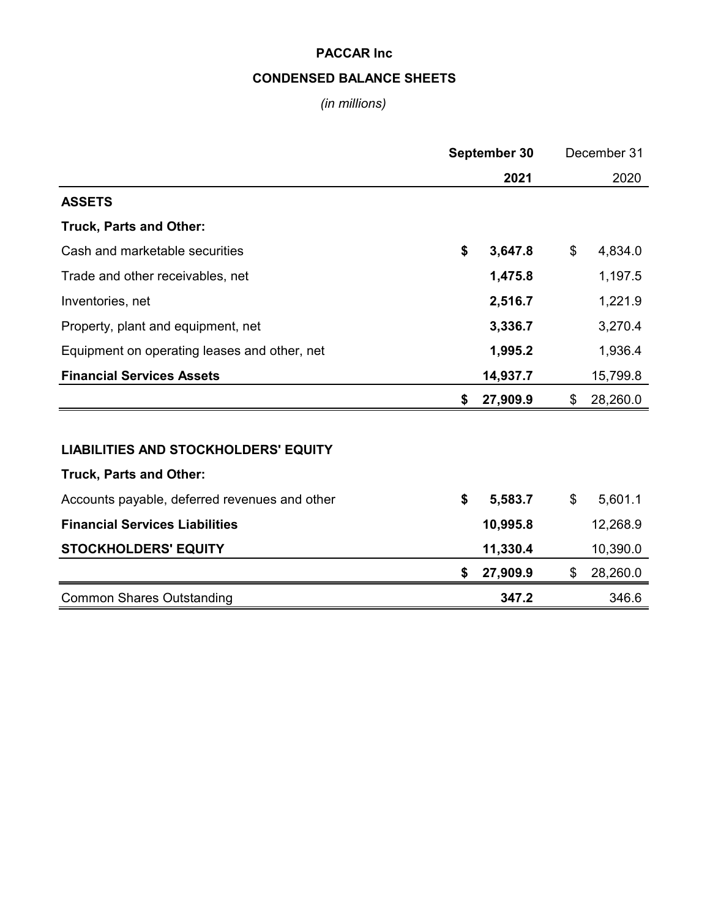# PACCAR Inc

## CONDENSED BALANCE SHEETS

*(in millions)*

| | **September 30** | December 31 |
|---|---|---|
| | **2021** | 2020 |
| **ASSETS** | | |
| **Truck, Parts and Other:** | | |
| Cash and marketable securities | **$ 3,647.8** | $ 4,834.0 |
| Trade and other receivables, net | **1,475.8** | 1,197.5 |
| Inventories, net | **2,516.7** | 1,221.9 |
| Property, plant and equipment, net | **3,336.7** | 3,270.4 |
| Equipment on operating leases and other, net | **1,995.2** | 1,936.4 |
| **Financial Services Assets** | **14,937.7** | 15,799.8 |
| | **$ 27,909.9** | $ 28,260.0 |
| | | |
| **LIABILITIES AND STOCKHOLDERS' EQUITY** | | |
| **Truck, Parts and Other:** | | |
| Accounts payable, deferred revenues and other | **$ 5,583.7** | $ 5,601.1 |
| **Financial Services Liabilities** | **10,995.8** | 12,268.9 |
| **STOCKHOLDERS' EQUITY** | **11,330.4** | 10,390.0 |
| | **$ 27,909.9** | $ 28,260.0 |
| Common Shares Outstanding | **347.2** | 346.6 |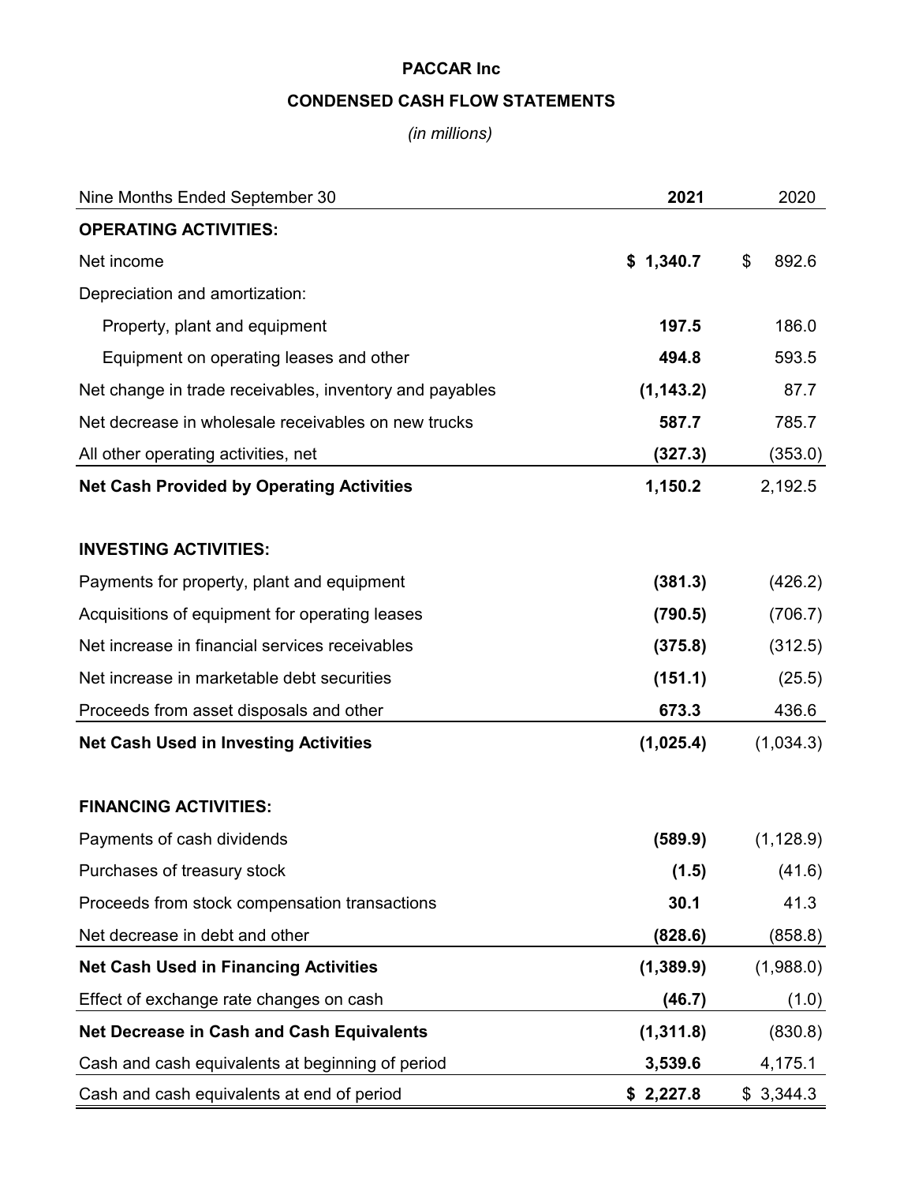# PACCAR Inc

## CONDENSED CASH FLOW STATEMENTS

*(in millions)*

| Nine Months Ended September 30 | **2021** | 2020 |
|---|---|---|
| **OPERATING ACTIVITIES:** | | |
| Net income | **$ 1,340.7** | $ 892.6 |
| Depreciation and amortization: | | |
| Property, plant and equipment | **197.5** | 186.0 |
| Equipment on operating leases and other | **494.8** | 593.5 |
| Net change in trade receivables, inventory and payables | **(1,143.2)** | 87.7 |
| Net decrease in wholesale receivables on new trucks | **587.7** | 785.7 |
| All other operating activities, net | **(327.3)** | (353.0) |
| **Net Cash Provided by Operating Activities** | **1,150.2** | 2,192.5 |
| | | |
| **INVESTING ACTIVITIES:** | | |
| Payments for property, plant and equipment | **(381.3)** | (426.2) |
| Acquisitions of equipment for operating leases | **(790.5)** | (706.7) |
| Net increase in financial services receivables | **(375.8)** | (312.5) |
| Net increase in marketable debt securities | **(151.1)** | (25.5) |
| Proceeds from asset disposals and other | **673.3** | 436.6 |
| **Net Cash Used in Investing Activities** | **(1,025.4)** | (1,034.3) |
| | | |
| **FINANCING ACTIVITIES:** | | |
| Payments of cash dividends | **(589.9)** | (1,128.9) |
| Purchases of treasury stock | **(1.5)** | (41.6) |
| Proceeds from stock compensation transactions | **30.1** | 41.3 |
| Net decrease in debt and other | **(828.6)** | (858.8) |
| **Net Cash Used in Financing Activities** | **(1,389.9)** | (1,988.0) |
| Effect of exchange rate changes on cash | **(46.7)** | (1.0) |
| **Net Decrease in Cash and Cash Equivalents** | **(1,311.8)** | (830.8) |
| Cash and cash equivalents at beginning of period | **3,539.6** | 4,175.1 |
| Cash and cash equivalents at end of period | **$ 2,227.8** | $ 3,344.3 |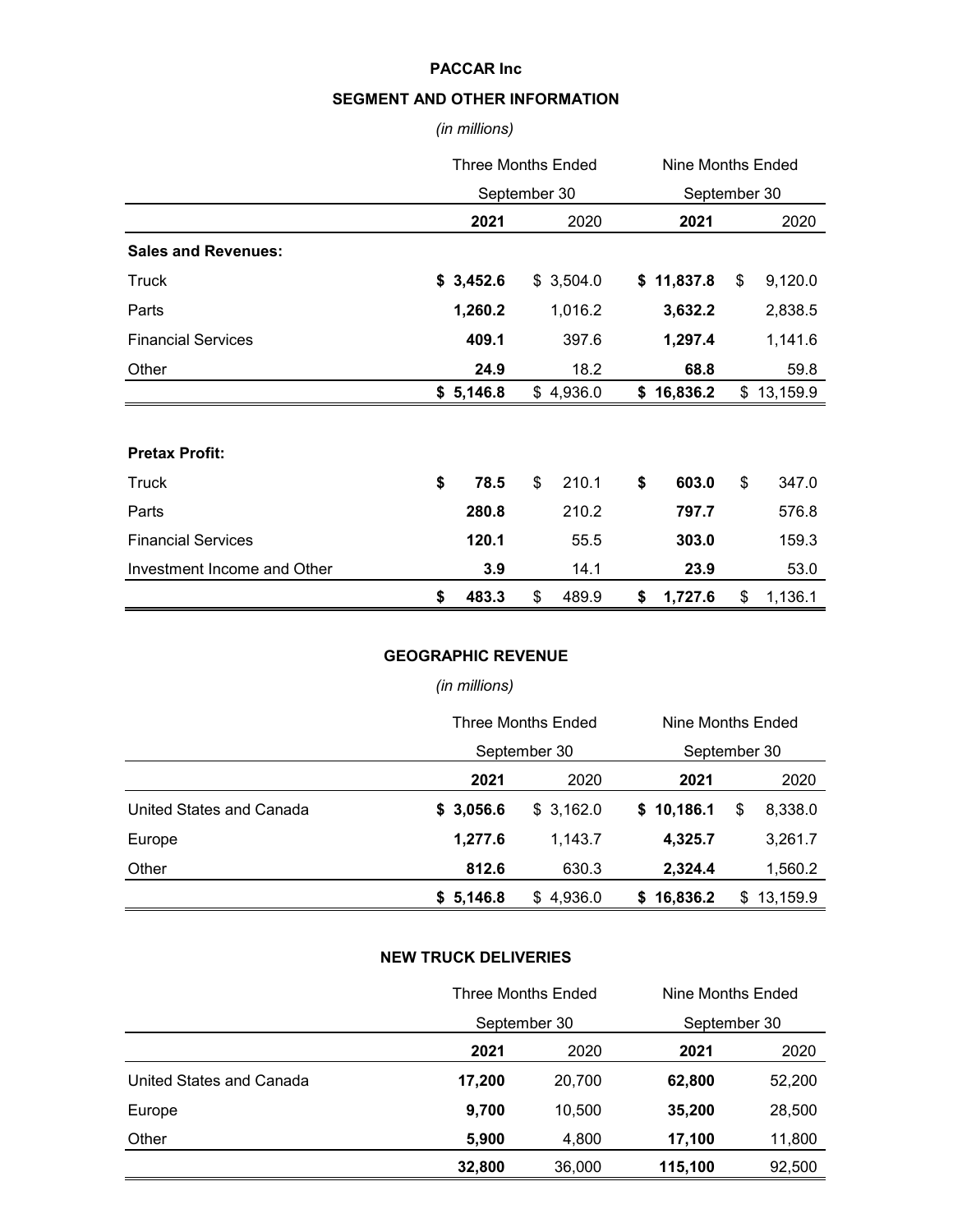# PACCAR Inc

## SEGMENT AND OTHER INFORMATION

*(in millions)*

| | Three Months Ended September 30 | | Nine Months Ended September 30 | |
|---|---|---|---|---|
| | **2021** | 2020 | **2021** | 2020 |
| **Sales and Revenues:** | | | | |
| Truck | **$ 3,452.6** | $ 3,504.0 | **$ 11,837.8** | $ 9,120.0 |
| Parts | **1,260.2** | 1,016.2 | **3,632.2** | 2,838.5 |
| Financial Services | **409.1** | 397.6 | **1,297.4** | 1,141.6 |
| Other | **24.9** | 18.2 | **68.8** | 59.8 |
| | **$ 5,146.8** | $ 4,936.0 | **$ 16,836.2** | $ 13,159.9 |
| **Pretax Profit:** | | | | |
| Truck | **$ 78.5** | $ 210.1 | **$ 603.0** | $ 347.0 |
| Parts | **280.8** | 210.2 | **797.7** | 576.8 |
| Financial Services | **120.1** | 55.5 | **303.0** | 159.3 |
| Investment Income and Other | **3.9** | 14.1 | **23.9** | 53.0 |
| | **$ 483.3** | $ 489.9 | **$ 1,727.6** | $ 1,136.1 |

## GEOGRAPHIC REVENUE

*(in millions)*

| | Three Months Ended September 30 | | Nine Months Ended September 30 | |
|---|---|---|---|---|
| | **2021** | 2020 | **2021** | 2020 |
| United States and Canada | **$ 3,056.6** | $ 3,162.0 | **$ 10,186.1** | $ 8,338.0 |
| Europe | **1,277.6** | 1,143.7 | **4,325.7** | 3,261.7 |
| Other | **812.6** | 630.3 | **2,324.4** | 1,560.2 |
| | **$ 5,146.8** | $ 4,936.0 | **$ 16,836.2** | $ 13,159.9 |

## NEW TRUCK DELIVERIES

| | Three Months Ended September 30 | | Nine Months Ended September 30 | |
|---|---|---|---|---|
| | **2021** | 2020 | **2021** | 2020 |
| United States and Canada | **17,200** | 20,700 | **62,800** | 52,200 |
| Europe | **9,700** | 10,500 | **35,200** | 28,500 |
| Other | **5,900** | 4,800 | **17,100** | 11,800 |
| | **32,800** | 36,000 | **115,100** | 92,500 |